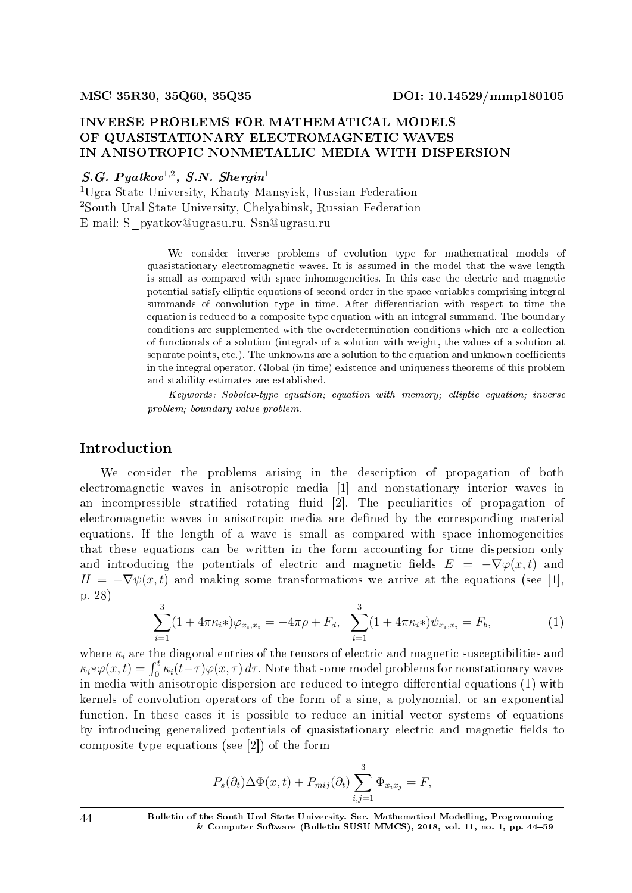MSC 35R30, 35Q60, 35Q35

DOI: 10.14529/mmp180105

# INVERSE PROBLEMS FOR MATHEMATICAL MODELS OF QUASISTATIONARY ELECTROMAGNETIC WAVES IN ANISOTROPIC NONMETALLIC MEDIA WITH DISPERSION

***S.G. Pyatkov***[1,2]**, *S.N. Shergin***[1]

[1]Ugra State University, Khanty-Mansyisk, Russian Federation
[2]South Ural State University, Chelyabinsk, Russian Federation
E-mail: S_pyatkov@ugrasu.ru, Ssn@ugrasu.ru

We consider inverse problems of evolution type for mathematical models of quasistationary electromagnetic waves. It is assumed in the model that the wave length is small as compared with space inhomogeneities. In this case the electric and magnetic potential satisfy elliptic equations of second order in the space variables comprising integral summands of convolution type in time. After differentiation with respect to time the equation is reduced to a composite type equation with an integral summand. The boundary conditions are supplemented with the overdetermination conditions which are a collection of functionals of a solution (integrals of a solution with weight, the values of a solution at separate points, etc.). The unknowns are a solution to the equation and unknown coefficients in the integral operator. Global (in time) existence and uniqueness theorems of this problem and stability estimates are established.

*Keywords: Sobolev-type equation; equation with memory; elliptic equation; inverse problem; boundary value problem.*

## Introduction

We consider the problems arising in the description of propagation of both electromagnetic waves in anisotropic media [1] and nonstationary interior waves in an incompressible stratified rotating fluid [2]. The peculiarities of propagation of electromagnetic waves in anisotropic media are defined by the corresponding material equations. If the length of a wave is small as compared with space inhomogeneities that these equations can be written in the form accounting for time dispersion only and introducing the potentials of electric and magnetic fields $E = -\nabla\varphi(x,t)$ and $H = -\nabla\psi(x,t)$ and making some transformations we arrive at the equations (see [1], p. 28)

$$\sum_{i=1}^{3}(1+4\pi\kappa_i *)\varphi_{x_i,x_i} = -4\pi\rho + F_d, \quad \sum_{i=1}^{3}(1+4\pi\kappa_i *)\psi_{x_i,x_i} = F_b, \tag{1}$$

where $\kappa_i$ are the diagonal entries of the tensors of electric and magnetic susceptibilities and $\kappa_i * \varphi(x,t) = \int_0^t \kappa_i(t-\tau)\varphi(x,\tau)\,d\tau$. Note that some model problems for nonstationary waves in media with anisotropic dispersion are reduced to integro-differential equations (1) with kernels of convolution operators of the form of a sine, a polynomial, or an exponential function. In these cases it is possible to reduce an initial vector systems of equations by introducing generalized potentials of quasistationary electric and magnetic fields to composite type equations (see [2]) of the form

$$P_s(\partial_t)\Delta\Phi(x,t) + P_{mij}(\partial_t)\sum_{i,j=1}^{3}\Phi_{x_i x_j} = F,$$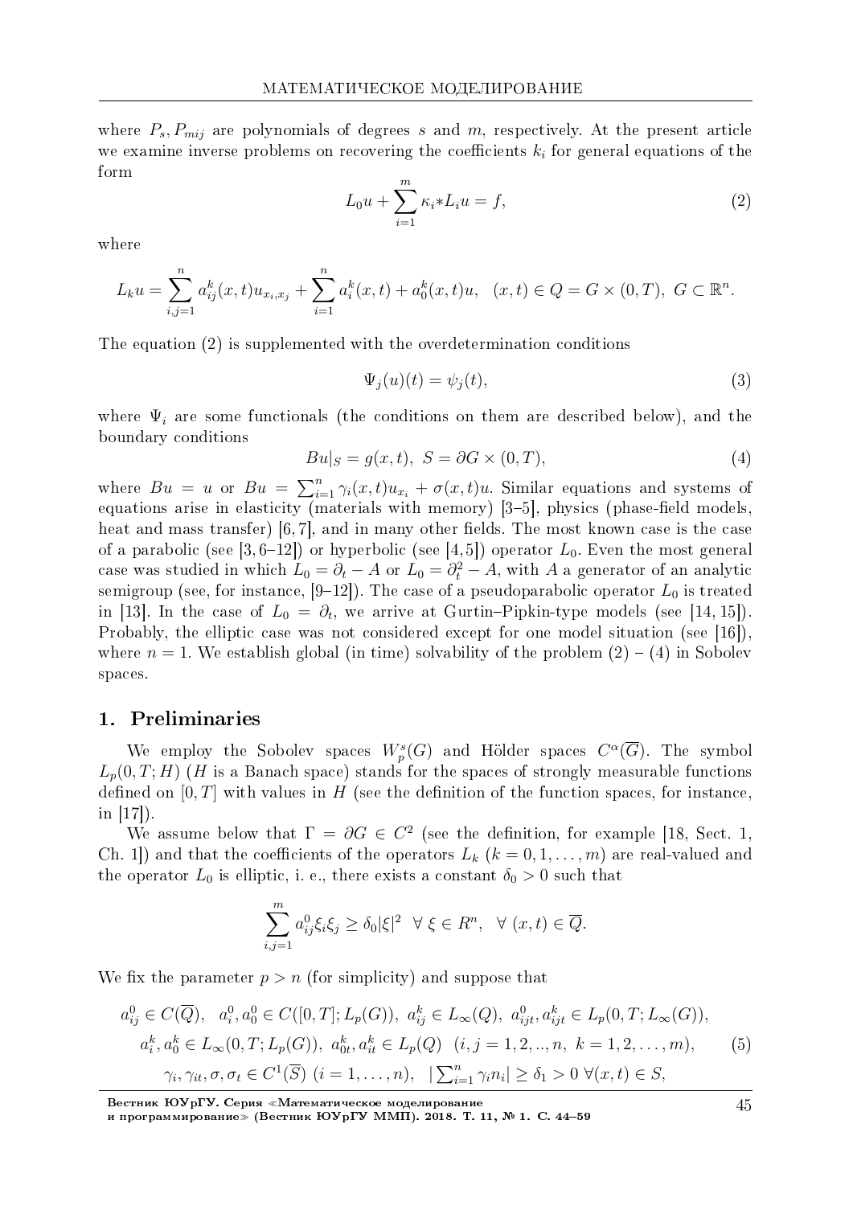where $P_s, P_{mij}$ are polynomials of degrees $s$ and $m$, respectively. At the present article we examine inverse problems on recovering the coefficients $k_i$ for general equations of the form

$$L_0 u + \sum_{i=1}^{m} \kappa_i * L_i u = f, \tag{2}$$

where

$$L_k u = \sum_{i,j=1}^{n} a_{ij}^k(x,t) u_{x_i,x_j} + \sum_{i=1}^{n} a_i^k(x,t) + a_0^k(x,t)u, \quad (x,t) \in Q = G \times (0,T), \; G \subset \mathbb{R}^n.$$

The equation (2) is supplemented with the overdetermination conditions

$$\Psi_j(u)(t) = \psi_j(t), \tag{3}$$

where $\Psi_i$ are some functionals (the conditions on them are described below), and the boundary conditions

$$Bu|_S = g(x,t), \; S = \partial G \times (0,T), \tag{4}$$

where $Bu = u$ or $Bu = \sum_{i=1}^{n} \gamma_i(x,t) u_{x_i} + \sigma(x,t)u$. Similar equations and systems of equations arise in elasticity (materials with memory) [3–5], physics (phase-field models, heat and mass transfer) [6, 7], and in many other fields. The most known case is the case of a parabolic (see [3, 6–12]) or hyperbolic (see [4, 5]) operator $L_0$. Even the most general case was studied in which $L_0 = \partial_t - A$ or $L_0 = \partial_t^2 - A$, with $A$ a generator of an analytic semigroup (see, for instance, [9–12]). The case of a pseudoparabolic operator $L_0$ is treated in [13]. In the case of $L_0 = \partial_t$, we arrive at Gurtin–Pipkin-type models (see [14, 15]). Probably, the elliptic case was not considered except for one model situation (see [16]), where $n = 1$. We establish global (in time) solvability of the problem (2) – (4) in Sobolev spaces.

## 1. Preliminaries

We employ the Sobolev spaces $W_p^s(G)$ and Hölder spaces $C^\alpha(\overline{G})$. The symbol $L_p(0,T;H)$ ($H$ is a Banach space) stands for the spaces of strongly measurable functions defined on $[0,T]$ with values in $H$ (see the definition of the function spaces, for instance, in [17]).

We assume below that $\Gamma = \partial G \in C^2$ (see the definition, for example [18, Sect. 1, Ch. 1]) and that the coefficients of the operators $L_k$ $(k = 0, 1, \ldots, m)$ are real-valued and the operator $L_0$ is elliptic, i. e., there exists a constant $\delta_0 > 0$ such that

$$\sum_{i,j=1}^{m} a_{ij}^0 \xi_i \xi_j \geq \delta_0 |\xi|^2 \quad \forall \; \xi \in R^n, \quad \forall \; (x,t) \in \overline{Q}.$$

We fix the parameter $p > n$ (for simplicity) and suppose that

$$\begin{gathered} a_{ij}^0 \in C(\overline{Q}), \quad a_i^0, a_0^0 \in C([0,T]; L_p(G)), \; a_{ij}^k \in L_\infty(Q), \; a_{ijt}^0, a_{ijt}^k \in L_p(0,T; L_\infty(G)), \\ a_i^k, a_0^k \in L_\infty(0,T; L_p(G)), \; a_{0t}^k, a_{it}^k \in L_p(Q) \quad (i,j = 1, 2, .., n, \; k = 1, 2, \ldots, m), \\ \gamma_i, \gamma_{it}, \sigma, \sigma_t \in C^1(\overline{S}) \; (i = 1, \ldots, n), \quad |\textstyle\sum_{i=1}^{n} \gamma_i n_i| \geq \delta_1 > 0 \; \forall (x,t) \in S, \end{gathered} \tag{5}$$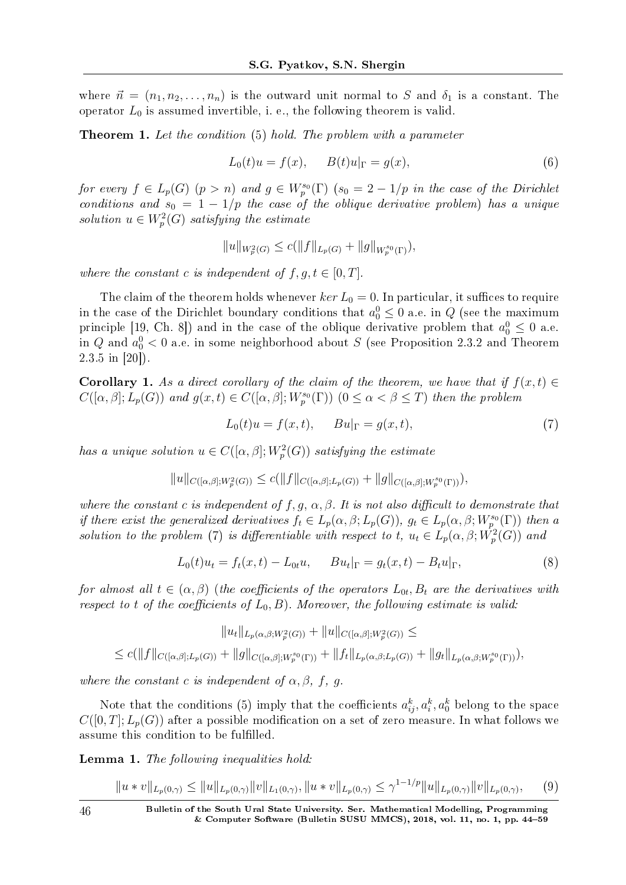where $\vec{n} = (n_1, n_2, \ldots, n_n)$ is the outward unit normal to $S$ and $\delta_1$ is a constant. The operator $L_0$ is assumed invertible, i. e., the following theorem is valid.

**Theorem 1.** *Let the condition* (5) *hold. The problem with a parameter*

$$L_0(t)u = f(x), \qquad B(t)u|_\Gamma = g(x), \tag{6}$$

*for every $f \in L_p(G)$ $(p > n)$ and $g \in W_p^{s_0}(\Gamma)$ $(s_0 = 2 - 1/p$ in the case of the Dirichlet conditions and $s_0 = 1 - 1/p$ the case of the oblique derivative problem) has a unique solution $u \in W_p^2(G)$ satisfying the estimate*

$$\|u\|_{W_p^2(G)} \leq c(\|f\|_{L_p(G)} + \|g\|_{W_p^{s_0}(\Gamma)}),$$

*where the constant $c$ is independent of $f, g, t \in [0, T]$.*

The claim of the theorem holds whenever $ker\, L_0 = 0$. In particular, it suffices to require in the case of the Dirichlet boundary conditions that $a_0^0 \leq 0$ a.e. in $Q$ (see the maximum principle [19, Ch. 8]) and in the case of the oblique derivative problem that $a_0^0 \leq 0$ a.e. in $Q$ and $a_0^0 < 0$ a.e. in some neighborhood about $S$ (see Proposition 2.3.2 and Theorem 2.3.5 in [20]).

**Corollary 1.** *As a direct corollary of the claim of the theorem, we have that if $f(x,t) \in C([\alpha, \beta]; L_p(G))$ and $g(x,t) \in C([\alpha, \beta]; W_p^{s_0}(\Gamma))$ $(0 \leq \alpha < \beta \leq T)$ then the problem*

$$L_0(t)u = f(x,t), \qquad Bu|_\Gamma = g(x,t), \tag{7}$$

*has a unique solution $u \in C([\alpha, \beta]; W_p^2(G))$ satisfying the estimate*

$$\|u\|_{C([\alpha,\beta];W_p^2(G))} \leq c(\|f\|_{C([\alpha,\beta];L_p(G))} + \|g\|_{C([\alpha,\beta];W_p^{s_0}(\Gamma))}),$$

*where the constant $c$ is independent of $f, g, \alpha, \beta$. It is not also difficult to demonstrate that if there exist the generalized derivatives $f_t \in L_p(\alpha, \beta; L_p(G))$, $g_t \in L_p(\alpha, \beta; W_p^{s_0}(\Gamma))$ then a solution to the problem* (7) *is differentiable with respect to $t$, $u_t \in L_p(\alpha, \beta; W_p^2(G))$ and*

$$L_0(t)u_t = f_t(x,t) - L_{0t}u, \qquad Bu_t|_\Gamma = g_t(x,t) - B_t u|_\Gamma, \tag{8}$$

*for almost all $t \in (\alpha, \beta)$ (the coefficients of the operators $L_{0t}, B_t$ are the derivatives with respect to $t$ of the coefficients of $L_0, B$). Moreover, the following estimate is valid:*

$$\|u_t\|_{L_p(\alpha,\beta;W_p^2(G))} + \|u\|_{C([\alpha,\beta];W_p^2(G))} \leq$$

$$\leq c(\|f\|_{C([\alpha,\beta];L_p(G))} + \|g\|_{C([\alpha,\beta];W_p^{s_0}(\Gamma))} + \|f_t\|_{L_p(\alpha,\beta;L_p(G))} + \|g_t\|_{L_p(\alpha,\beta;W_p^{s_0}(\Gamma))}),$$

*where the constant $c$ is independent of $\alpha, \beta, f, g$.*

Note that the conditions (5) imply that the coefficients $a_{ij}^k, a_i^k, a_0^k$ belong to the space $C([0,T]; L_p(G))$ after a possible modification on a set of zero measure. In what follows we assume this condition to be fulfilled.

**Lemma 1.** *The following inequalities hold:*

$$\|u * v\|_{L_p(0,\gamma)} \leq \|u\|_{L_p(0,\gamma)}\|v\|_{L_1(0,\gamma)}, \|u * v\|_{L_p(0,\gamma)} \leq \gamma^{1-1/p}\|u\|_{L_p(0,\gamma)}\|v\|_{L_p(0,\gamma)}, \tag{9}$$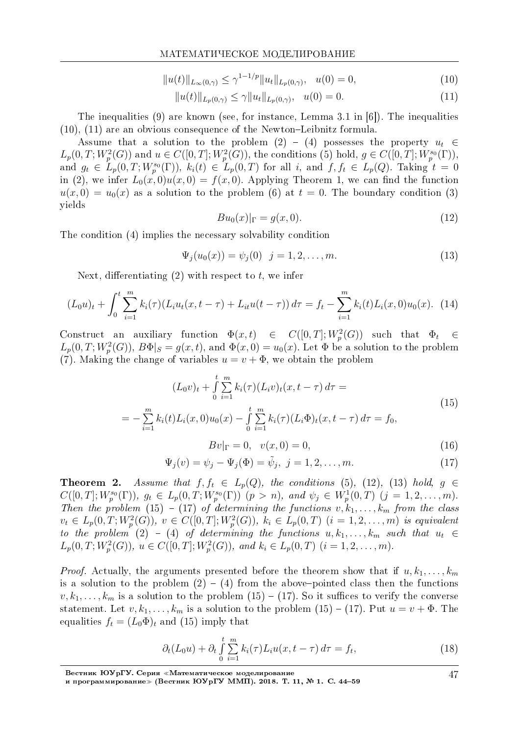$$\|u(t)\|_{L_\infty(0,\gamma)} \leq \gamma^{1-1/p}\|u_t\|_{L_p(0,\gamma)}, \quad u(0)=0, \tag{10}$$

$$\|u(t)\|_{L_p(0,\gamma)} \leq \gamma\|u_t\|_{L_p(0,\gamma)}, \quad u(0)=0. \tag{11}$$

The inequalities (9) are known (see, for instance, Lemma 3.1 in [6]). The inequalities (10), (11) are an obvious consequence of the Newton–Leibnitz formula.

Assume that a solution to the problem (2) – (4) possesses the property $u_t \in L_p(0,T;W_p^2(G))$ and $u \in C([0,T];W_p^2(G))$, the conditions (5) hold, $g \in C([0,T];W_p^{s_0}(\Gamma))$, and $g_t \in L_p(0,T;W_p^{s_0}(\Gamma))$, $k_i(t) \in L_p(0,T)$ for all $i$, and $f, f_t \in L_p(Q)$. Taking $t=0$ in (2), we infer $L_0(x,0)u(x,0) = f(x,0)$. Applying Theorem 1, we can find the function $u(x,0) = u_0(x)$ as a solution to the problem (6) at $t=0$. The boundary condition (3) yields

$$Bu_0(x)|_\Gamma = g(x,0). \tag{12}$$

The condition (4) implies the necessary solvability condition

$$\Psi_j(u_0(x)) = \psi_j(0) \ \ j=1,2,\ldots,m. \tag{13}$$

Next, differentiating (2) with respect to $t$, we infer

$$(L_0u)_t + \int_0^t \sum_{i=1}^m k_i(\tau)(L_iu_t(x,t-\tau) + L_{it}u(t-\tau))\,d\tau = f_t - \sum_{i=1}^m k_i(t)L_i(x,0)u_0(x). \tag{14}$$

Construct an auxiliary function $\Phi(x,t) \in C([0,T];W_p^2(G))$ such that $\Phi_t \in L_p(0,T;W_p^2(G))$, $B\Phi|_S = g(x,t)$, and $\Phi(x,0) = u_0(x)$. Let $\Phi$ be a solution to the problem (7). Making the change of variables $u = v + \Phi$, we obtain the problem

$$\begin{gathered}(L_0v)_t + \int\limits_0^t \sum_{i=1}^m k_i(\tau)(L_iv)_t(x,t-\tau)\,d\tau = \\ = -\sum_{i=1}^m k_i(t)L_i(x,0)u_0(x) - \int\limits_0^t \sum_{i=1}^m k_i(\tau)(L_i\Phi)_t(x,t-\tau)\,d\tau = f_0,\end{gathered} \tag{15}$$

$$Bv|_\Gamma = 0, \quad v(x,0) = 0, \tag{16}$$

$$\Psi_j(v) = \psi_j - \Psi_j(\Phi) = \tilde{\psi}_j, \ j=1,2,\ldots,m. \tag{17}$$

**Theorem 2.** *Assume that $f, f_t \in L_p(Q)$, the conditions (5), (12), (13) hold, $g \in C([0,T];W_p^{s_0}(\Gamma))$, $g_t \in L_p(0,T;W_p^{s_0}(\Gamma))$ $(p>n)$, and $\psi_j \in W_p^1(0,T)$ $(j=1,2,\ldots,m)$. Then the problem (15) – (17) of determining the functions $v, k_1, \ldots, k_m$ from the class $v_t \in L_p(0,T;W_p^2(G))$, $v \in C([0,T];W_p^2(G))$, $k_i \in L_p(0,T)$ $(i=1,2,\ldots,m)$ is equivalent to the problem (2) – (4) of determining the functions $u, k_1, \ldots, k_m$ such that $u_t \in L_p(0,T;W_p^2(G))$, $u \in C([0,T];W_p^2(G))$, and $k_i \in L_p(0,T)$ $(i=1,2,\ldots,m)$.*

*Proof.* Actually, the arguments presented before the theorem show that if $u, k_1, \ldots, k_m$ is a solution to the problem (2) – (4) from the above–pointed class then the functions $v, k_1, \ldots, k_m$ is a solution to the problem (15) – (17). So it suffices to verify the converse statement. Let $v, k_1, \ldots, k_m$ is a solution to the problem (15) – (17). Put $u = v + \Phi$. The equalities $f_t = (L_0\Phi)_t$ and (15) imply that

$$\partial_t(L_0u) + \partial_t \int\limits_0^t \sum_{i=1}^m k_i(\tau)L_iu(x,t-\tau)\,d\tau = f_t, \tag{18}$$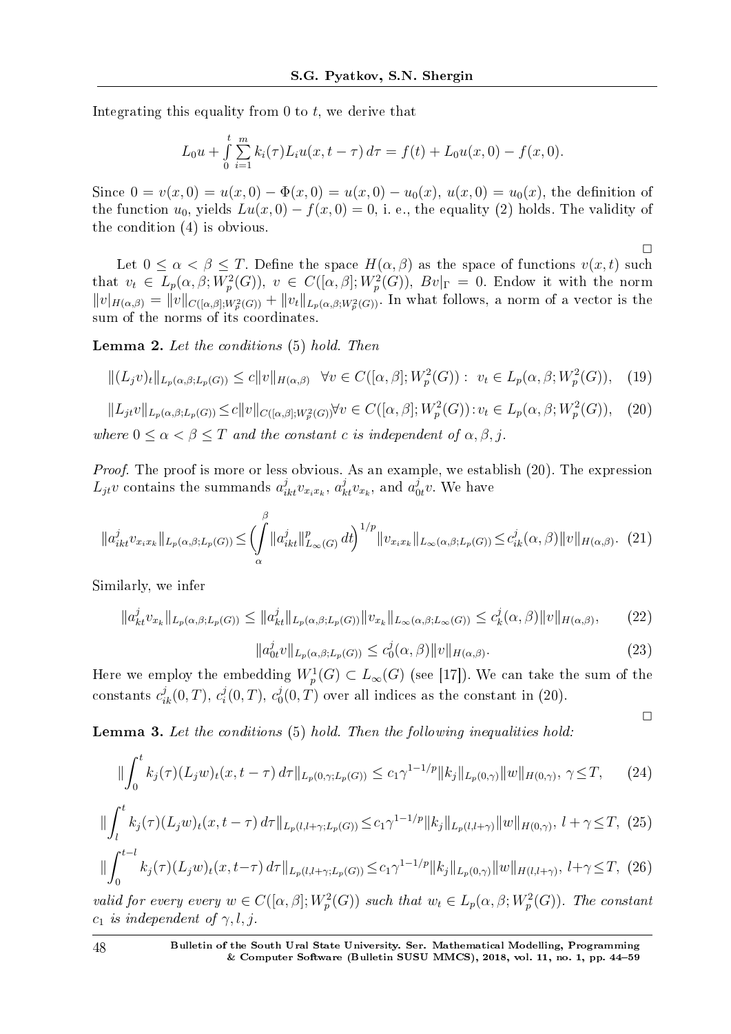Integrating this equality from 0 to $t$, we derive that

$$L_0 u + \int_0^t \sum_{i=1}^m k_i(\tau) L_i u(x, t-\tau)\, d\tau = f(t) + L_0 u(x,0) - f(x,0).$$

Since $0 = v(x,0) = u(x,0) - \Phi(x,0) = u(x,0) - u_0(x)$, $u(x,0) = u_0(x)$, the definition of the function $u_0$, yields $Lu(x,0) - f(x,0) = 0$, i. e., the equality (2) holds. The validity of the condition (4) is obvious.

□

Let $0 \le \alpha < \beta \le T$. Define the space $H(\alpha,\beta)$ as the space of functions $v(x,t)$ such that $v_t \in L_p(\alpha,\beta; W_p^2(G))$, $v \in C([\alpha,\beta]; W_p^2(G))$, $Bv|_\Gamma = 0$. Endow it with the norm $\|v\|_{H(\alpha,\beta)} = \|v\|_{C([\alpha,\beta];W_p^2(G))} + \|v_t\|_{L_p(\alpha,\beta;W_p^2(G))}$. In what follows, a norm of a vector is the sum of the norms of its coordinates.

**Lemma 2.** *Let the conditions* (5) *hold. Then*

$$\|(L_j v)_t\|_{L_p(\alpha,\beta;L_p(G))} \le c\|v\|_{H(\alpha,\beta)} \quad \forall v \in C([\alpha,\beta]; W_p^2(G)) : \ v_t \in L_p(\alpha,\beta; W_p^2(G)), \quad (19)$$

$$\|L_{jt} v\|_{L_p(\alpha,\beta;L_p(G))} \le c\|v\|_{C([\alpha,\beta];W_p^2(G))} \forall v \in C([\alpha,\beta]; W_p^2(G)) : v_t \in L_p(\alpha,\beta; W_p^2(G)), \quad (20)$$

*where $0 \le \alpha < \beta \le T$ and the constant $c$ is independent of $\alpha, \beta, j$.*

*Proof.* The proof is more or less obvious. As an example, we establish (20). The expression $L_{jt}v$ contains the summands $a_{ikt}^j v_{x_i x_k}$, $a_{kt}^j v_{x_k}$, and $a_{0t}^j v$. We have

$$\|a_{ikt}^j v_{x_i x_k}\|_{L_p(\alpha,\beta;L_p(G))} \le \Big(\int_\alpha^\beta \|a_{ikt}^j\|_{L_\infty(G)}^p \, dt\Big)^{1/p} \|v_{x_i x_k}\|_{L_\infty(\alpha,\beta;L_p(G))} \le c_{ik}^j(\alpha,\beta)\|v\|_{H(\alpha,\beta)}. \quad (21)$$

Similarly, we infer

$$\|a_{kt}^j v_{x_k}\|_{L_p(\alpha,\beta;L_p(G))} \le \|a_{kt}^j\|_{L_p(\alpha,\beta;L_p(G))} \|v_{x_k}\|_{L_\infty(\alpha,\beta;L_\infty(G))} \le c_k^j(\alpha,\beta)\|v\|_{H(\alpha,\beta)}, \quad (22)$$

$$\|a_{0t}^j v\|_{L_p(\alpha,\beta;L_p(G))} \le c_0^j(\alpha,\beta)\|v\|_{H(\alpha,\beta)}. \quad (23)$$

Here we employ the embedding $W_p^1(G) \subset L_\infty(G)$ (see [17]). We can take the sum of the constants $c_{ik}^j(0,T)$, $c_i^j(0,T)$, $c_0^j(0,T)$ over all indices as the constant in (20).

□

**Lemma 3.** *Let the conditions* (5) *hold. Then the following inequalities hold:*

$$\|\int_0^t k_j(\tau)(L_j w)_t(x, t-\tau)\, d\tau\|_{L_p(0,\gamma;L_p(G))} \le c_1 \gamma^{1-1/p} \|k_j\|_{L_p(0,\gamma)} \|w\|_{H(0,\gamma)}, \ \gamma \le T, \quad (24)$$

$$\|\int_l^t k_j(\tau)(L_j w)_t(x, t-\tau)\, d\tau\|_{L_p(l,l+\gamma;L_p(G))} \le c_1 \gamma^{1-1/p} \|k_j\|_{L_p(l,l+\gamma)} \|w\|_{H(0,\gamma)}, \ l+\gamma \le T, \quad (25)$$

$$\|\int_0^{t-l} k_j(\tau)(L_j w)_t(x, t-\tau)\, d\tau\|_{L_p(l,l+\gamma;L_p(G))} \le c_1 \gamma^{1-1/p} \|k_j\|_{L_p(0,\gamma)} \|w\|_{H(l,l+\gamma)}, \ l+\gamma \le T, \quad (26)$$

*valid for every every $w \in C([\alpha,\beta]; W_p^2(G))$ such that $w_t \in L_p(\alpha,\beta; W_p^2(G))$. The constant $c_1$ is independent of $\gamma, l, j$.*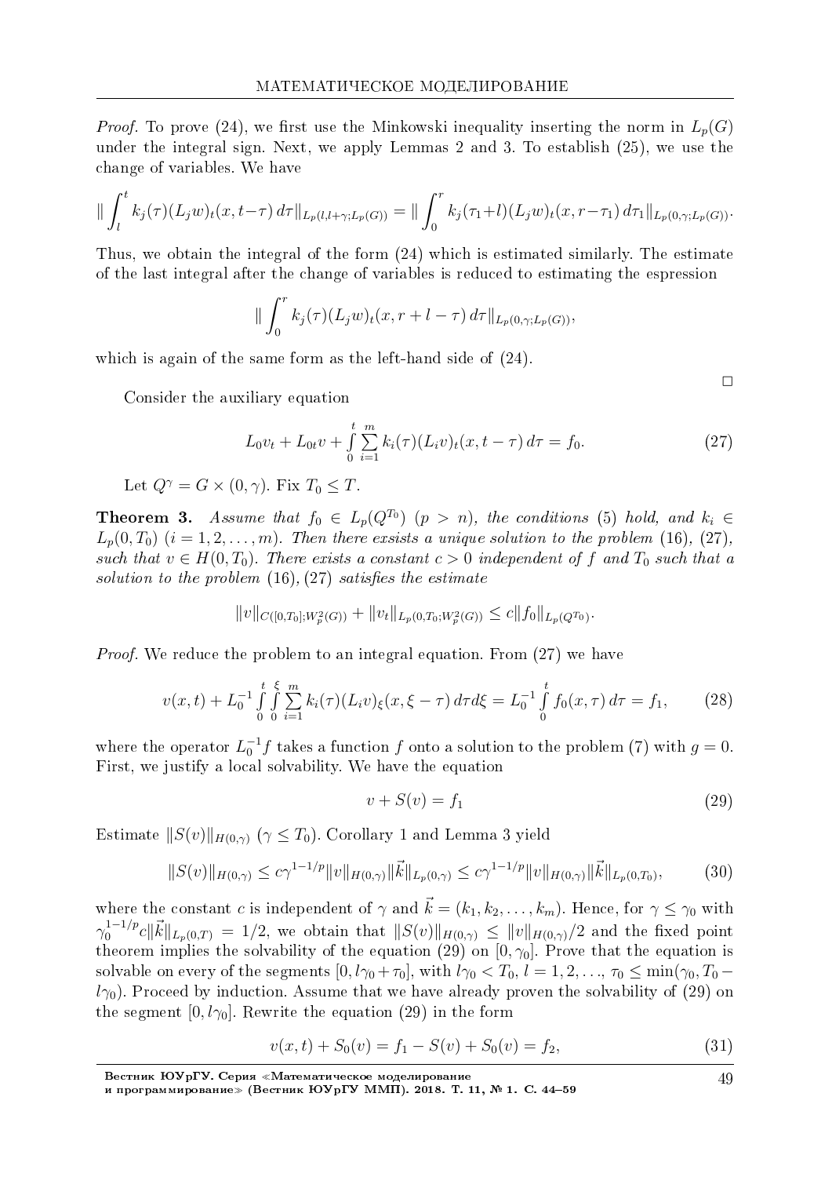*Proof.* To prove (24), we first use the Minkowski inequality inserting the norm in $L_p(G)$ under the integral sign. Next, we apply Lemmas 2 and 3. To establish (25), we use the change of variables. We have

$$\| \int_l^t k_j(\tau)(L_j w)_t(x, t-\tau)\, d\tau \|_{L_p(l,l+\gamma;L_p(G))} = \| \int_0^r k_j(\tau_1+l)(L_j w)_t(x, r-\tau_1)\, d\tau_1 \|_{L_p(0,\gamma;L_p(G))}.$$

Thus, we obtain the integral of the form (24) which is estimated similarly. The estimate of the last integral after the change of variables is reduced to estimating the espression

$$\| \int_0^r k_j(\tau)(L_j w)_t(x, r+l-\tau)\, d\tau \|_{L_p(0,\gamma;L_p(G))},$$

which is again of the same form as the left-hand side of (24).

□

Consider the auxiliary equation

$$L_0 v_t + L_{0t} v + \int_0^t \sum_{i=1}^m k_i(\tau)(L_i v)_t(x, t-\tau)\, d\tau = f_0. \tag{27}$$

Let $Q^\gamma = G \times (0, \gamma)$. Fix $T_0 \leq T$.

**Theorem 3.** *Assume that $f_0 \in L_p(Q^{T_0})$ $(p > n)$, the conditions (5) hold, and $k_i \in L_p(0, T_0)$ $(i = 1, 2, \ldots, m)$. Then there exsists a unique solution to the problem (16), (27), such that $v \in H(0, T_0)$. There exists a constant $c > 0$ independent of $f$ and $T_0$ such that a solution to the problem (16), (27) satisfies the estimate*

$$\|v\|_{C([0,T_0];W_p^2(G))} + \|v_t\|_{L_p(0,T_0;W_p^2(G))} \leq c\|f_0\|_{L_p(Q^{T_0})}.$$

*Proof.* We reduce the problem to an integral equation. From (27) we have

$$v(x,t) + L_0^{-1} \int_0^t \int_0^\xi \sum_{i=1}^m k_i(\tau)(L_i v)_\xi(x, \xi-\tau)\, d\tau d\xi = L_0^{-1} \int_0^t f_0(x, \tau)\, d\tau = f_1, \tag{28}$$

where the operator $L_0^{-1} f$ takes a function $f$ onto a solution to the problem (7) with $g = 0$. First, we justify a local solvability. We have the equation

$$v + S(v) = f_1 \tag{29}$$

Estimate $\|S(v)\|_{H(0,\gamma)}$ $(\gamma \leq T_0)$. Corollary 1 and Lemma 3 yield

$$\|S(v)\|_{H(0,\gamma)} \leq c\gamma^{1-1/p}\|v\|_{H(0,\gamma)}\|\vec{k}\|_{L_p(0,\gamma)} \leq c\gamma^{1-1/p}\|v\|_{H(0,\gamma)}\|\vec{k}\|_{L_p(0,T_0)}, \tag{30}$$

where the constant $c$ is independent of $\gamma$ and $\vec{k} = (k_1, k_2, \ldots, k_m)$. Hence, for $\gamma \leq \gamma_0$ with $\gamma_0^{1-1/p} c\|\vec{k}\|_{L_p(0,T)} = 1/2$, we obtain that $\|S(v)\|_{H(0,\gamma)} \leq \|v\|_{H(0,\gamma)}/2$ and the fixed point theorem implies the solvability of the equation (29) on $[0, \gamma_0]$. Prove that the equation is solvable on every of the segments $[0, l\gamma_0 + \tau_0]$, with $l\gamma_0 < T_0$, $l = 1, 2, \ldots$, $\tau_0 \leq \min(\gamma_0, T_0 - l\gamma_0)$. Proceed by induction. Assume that we have already proven the solvability of (29) on the segment $[0, l\gamma_0]$. Rewrite the equation (29) in the form

$$v(x,t) + S_0(v) = f_1 - S(v) + S_0(v) = f_2, \tag{31}$$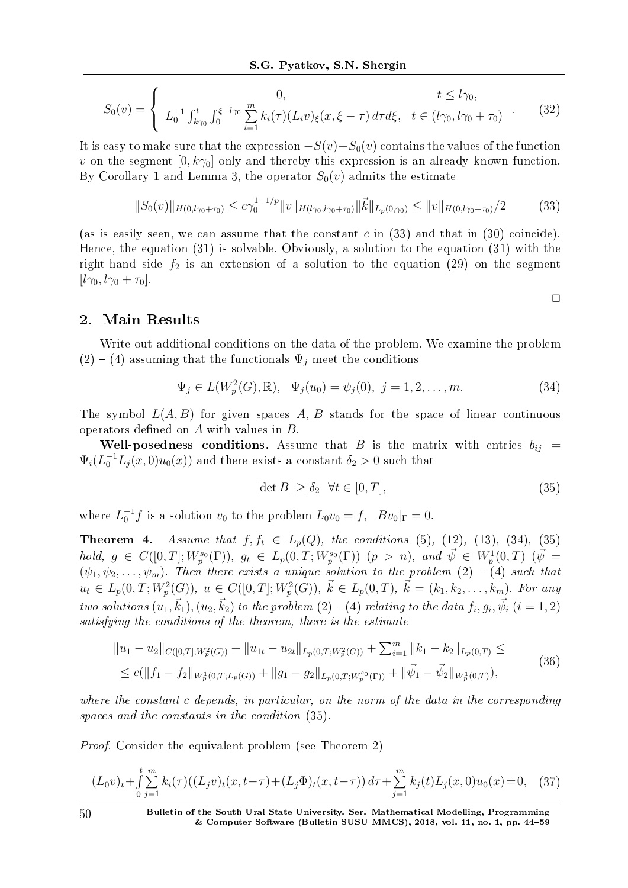$$
S_0(v) = \begin{cases} 0, & t \le l\gamma_0, \\ L_0^{-1} \int_{k\gamma_0}^{t} \int_0^{\xi - l\gamma_0} \sum_{i=1}^{m} k_i(\tau)(L_i v)_\xi(x, \xi - \tau)\, d\tau d\xi, & t \in (l\gamma_0, l\gamma_0 + \tau_0) \end{cases}. \tag{32}
$$

It is easy to make sure that the expression $-S(v)+S_0(v)$ contains the values of the function $v$ on the segment $[0, k\gamma_0]$ only and thereby this expression is an already known function. By Corollary 1 and Lemma 3, the operator $S_0(v)$ admits the estimate

$$
\|S_0(v)\|_{H(0,l\gamma_0+\tau_0)} \le c\gamma_0^{1-1/p} \|v\|_{H(l\gamma_0,l\gamma_0+\tau_0)} \|\vec{k}\|_{L_p(0,\gamma_0)} \le \|v\|_{H(0,l\gamma_0+\tau_0)}/2 \tag{33}
$$

(as is easily seen, we can assume that the constant $c$ in (33) and that in (30) coincide). Hence, the equation (31) is solvable. Obviously, a solution to the equation (31) with the right-hand side $f_2$ is an extension of a solution to the equation (29) on the segment $[l\gamma_0, l\gamma_0 + \tau_0]$.

□

## 2. Main Results

Write out additional conditions on the data of the problem. We examine the problem (2) – (4) assuming that the functionals $\Psi_j$ meet the conditions

$$
\Psi_j \in L(W_p^2(G), \mathbb{R}), \quad \Psi_j(u_0) = \psi_j(0), \; j = 1, 2, \ldots, m. \tag{34}
$$

The symbol $L(A, B)$ for given spaces $A$, $B$ stands for the space of linear continuous operators defined on $A$ with values in $B$.

**Well-posedness conditions.** Assume that $B$ is the matrix with entries $b_{ij} = \Psi_i(L_0^{-1} L_j(x, 0) u_0(x))$ and there exists a constant $\delta_2 > 0$ such that

$$
|\det B| \ge \delta_2 \quad \forall t \in [0, T], \tag{35}
$$

where $L_0^{-1} f$ is a solution $v_0$ to the problem $L_0 v_0 = f, \quad Bv_0|_\Gamma = 0$.

**Theorem 4.** *Assume that $f, f_t \in L_p(Q)$, the conditions (5), (12), (13), (34), (35) hold, $g \in C([0,T]; W_p^{s_0}(\Gamma))$, $g_t \in L_p(0,T; W_p^{s_0}(\Gamma))$ $(p > n)$, and $\vec{\psi} \in W_p^1(0,T)$ $(\vec{\psi} = (\psi_1, \psi_2, \ldots, \psi_m)$. Then there exists a unique solution to the problem (2) – (4) such that $u_t \in L_p(0,T; W_p^2(G))$, $u \in C([0,T]; W_p^2(G))$, $\vec{k} \in L_p(0,T)$, $\vec{k} = (k_1, k_2, \ldots, k_m)$. For any two solutions $(u_1, \vec{k}_1), (u_2, \vec{k}_2)$ to the problem (2) – (4) relating to the data $f_i, g_i, \vec{\psi}_i$ $(i = 1, 2)$ satisfying the conditions of the theorem, there is the estimate*

$$
\begin{aligned}
&\|u_1 - u_2\|_{C([0,T];W_p^2(G))} + \|u_{1t} - u_{2t}\|_{L_p(0,T;W_p^2(G))} + \textstyle\sum_{i=1}^m \|k_1 - k_2\|_{L_p(0,T)} \le \\
&\le c(\|f_1 - f_2\|_{W_p^1(0,T;L_p(G))} + \|g_1 - g_2\|_{L_p(0,T;W_p^{s_0}(\Gamma))} + \|\vec{\psi}_1 - \vec{\psi}_2\|_{W_p^1(0,T)}),
\end{aligned} \tag{36}
$$

*where the constant $c$ depends, in particular, on the norm of the data in the corresponding spaces and the constants in the condition (35).*

*Proof.* Consider the equivalent problem (see Theorem 2)

$$
(L_0 v)_t + \int_0^t \sum_{j=1}^m k_i(\tau)((L_j v)_t(x, t-\tau) + (L_j \Phi)_t(x, t-\tau))\, d\tau + \sum_{j=1}^m k_j(t) L_j(x, 0) u_0(x) = 0, \tag{37}
$$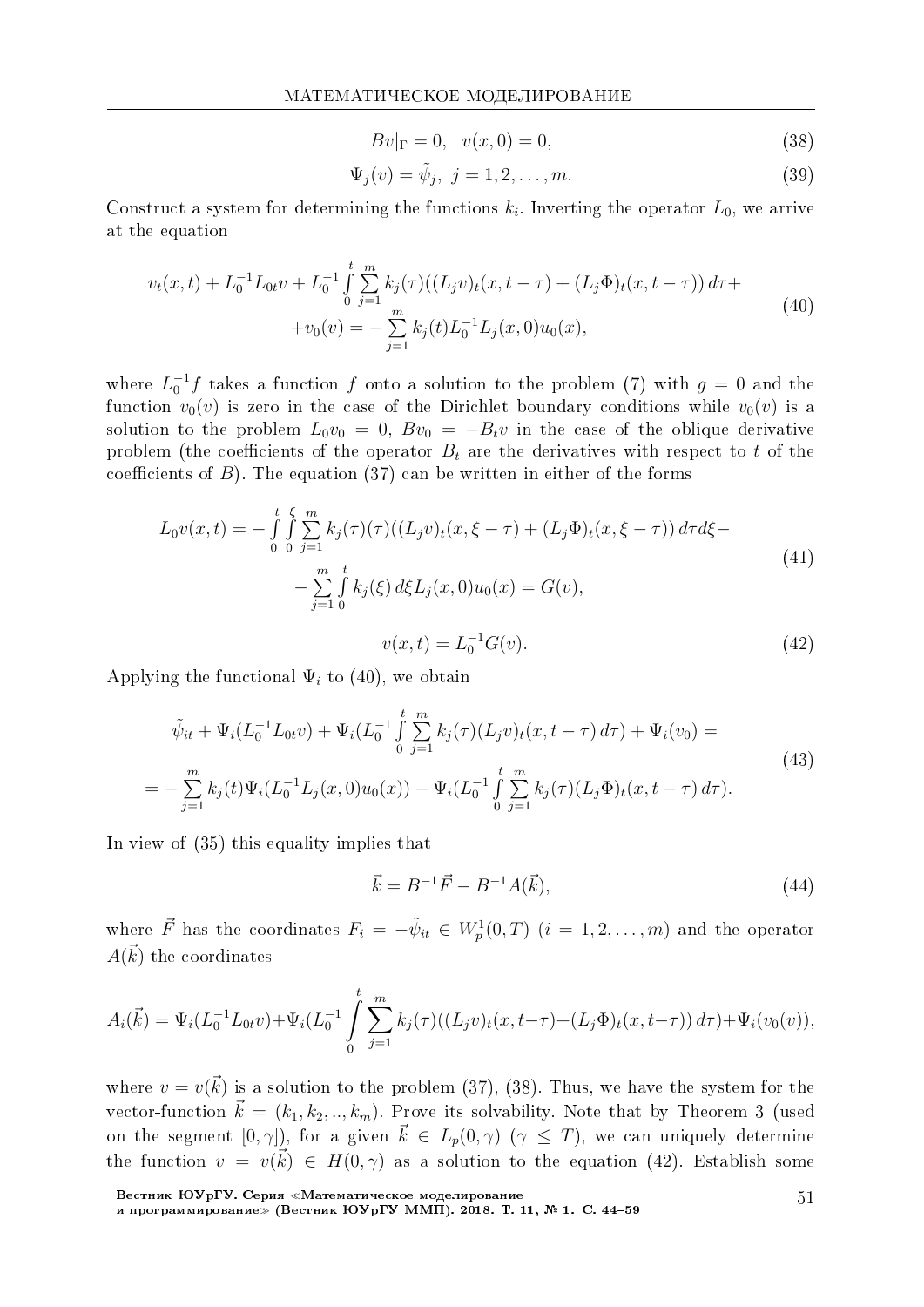$$Bv|_\Gamma = 0, \quad v(x,0) = 0, \tag{38}$$

$$\Psi_j(v) = \tilde{\psi}_j, \ \ j = 1, 2, \ldots, m. \tag{39}$$

Construct a system for determining the functions $k_i$. Inverting the operator $L_0$, we arrive at the equation

$$\begin{gathered} v_t(x,t) + L_0^{-1} L_{0t} v + L_0^{-1} \int\limits_0^t \sum_{j=1}^m k_j(\tau)((L_j v)_t(x, t-\tau) + (L_j \Phi)_t(x, t-\tau))\, d\tau + \\ + v_0(v) = -\sum_{j=1}^m k_j(t) L_0^{-1} L_j(x,0) u_0(x), \end{gathered} \tag{40}$$

where $L_0^{-1} f$ takes a function $f$ onto a solution to the problem (7) with $g = 0$ and the function $v_0(v)$ is zero in the case of the Dirichlet boundary conditions while $v_0(v)$ is a solution to the problem $L_0 v_0 = 0$, $B v_0 = -B_t v$ in the case of the oblique derivative problem (the coefficients of the operator $B_t$ are the derivatives with respect to $t$ of the coefficients of $B$). The equation (37) can be written in either of the forms

$$\begin{gathered} L_0 v(x,t) = -\int\limits_0^t \int\limits_0^\xi \sum_{j=1}^m k_j(\tau)(\tau)((L_j v)_t(x, \xi-\tau) + (L_j \Phi)_t(x, \xi-\tau))\, d\tau d\xi - \\ - \sum_{j=1}^m \int\limits_0^t k_j(\xi)\, d\xi L_j(x,0) u_0(x) = G(v), \end{gathered} \tag{41}$$

$$v(x,t) = L_0^{-1} G(v). \tag{42}$$

Applying the functional $\Psi_i$ to (40), we obtain

$$\begin{gathered} \tilde{\psi}_{it} + \Psi_i(L_0^{-1} L_{0t} v) + \Psi_i(L_0^{-1} \int\limits_0^t \sum_{j=1}^m k_j(\tau)(L_j v)_t(x, t-\tau)\, d\tau) + \Psi_i(v_0) = \\ = -\sum_{j=1}^m k_j(t) \Psi_i(L_0^{-1} L_j(x,0) u_0(x)) - \Psi_i(L_0^{-1} \int\limits_0^t \sum_{j=1}^m k_j(\tau)(L_j \Phi)_t(x, t-\tau)\, d\tau). \end{gathered} \tag{43}$$

In view of (35) this equality implies that

$$\vec{k} = B^{-1} \vec{F} - B^{-1} A(\vec{k}), \tag{44}$$

where $\vec{F}$ has the coordinates $F_i = -\tilde{\psi}_{it} \in W_p^1(0,T)$ $(i = 1, 2, \ldots, m)$ and the operator $A(\vec{k})$ the coordinates

$$A_i(\vec{k}) = \Psi_i(L_0^{-1} L_{0t} v) + \Psi_i(L_0^{-1} \int\limits_0^t \sum_{j=1}^m k_j(\tau)((L_j v)_t(x, t-\tau) + (L_j \Phi)_t(x, t-\tau))\, d\tau) + \Psi_i(v_0(v)),$$

where $v = v(\vec{k})$ is a solution to the problem (37), (38). Thus, we have the system for the vector-function $\vec{k} = (k_1, k_2, .., k_m)$. Prove its solvability. Note that by Theorem 3 (used on the segment $[0, \gamma]$), for a given $\vec{k} \in L_p(0, \gamma)$ $(\gamma \leq T)$, we can uniquely determine the function $v = v(\vec{k}) \in H(0, \gamma)$ as a solution to the equation (42). Establish some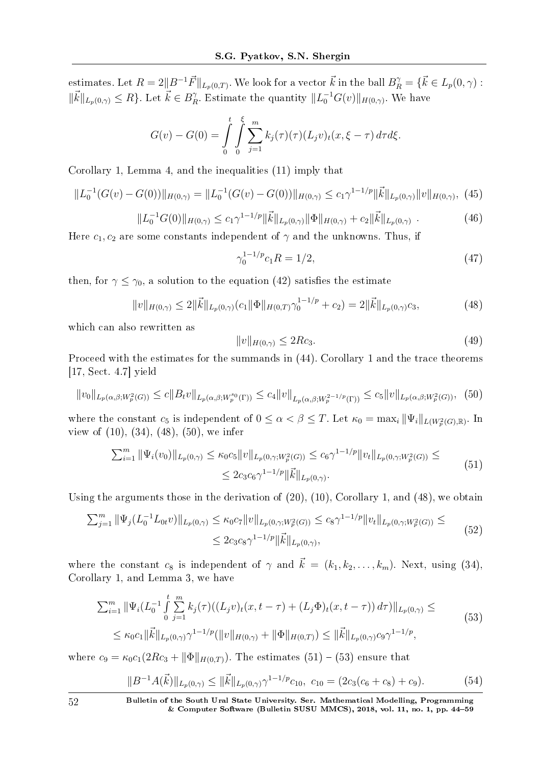estimates. Let $R = 2\|B^{-1}\vec{F}\|_{L_p(0,T)}$. We look for a vector $\vec{k}$ in the ball $B_R^\gamma = \{\vec{k} \in L_p(0,\gamma) : \|\vec{k}\|_{L_p(0,\gamma)} \leq R\}$. Let $\vec{k} \in B_R^\gamma$. Estimate the quantity $\|L_0^{-1}G(v)\|_{H(0,\gamma)}$. We have

$$G(v) - G(0) = \int_0^t \int_0^\xi \sum_{j=1}^m k_j(\tau)(\tau)(L_j v)_t(x, \xi - \tau)\, d\tau d\xi.$$

Corollary 1, Lemma 4, and the inequalities (11) imply that

$$\|L_0^{-1}(G(v) - G(0))\|_{H(0,\gamma)} = \|L_0^{-1}(G(v) - G(0))\|_{H(0,\gamma)} \leq c_1\gamma^{1-1/p}\|\vec{k}\|_{L_p(0,\gamma)}\|v\|_{H(0,\gamma)}, \quad (45)$$

$$\|L_0^{-1}G(0)\|_{H(0,\gamma)} \leq c_1\gamma^{1-1/p}\|\vec{k}\|_{L_p(0,\gamma)}\|\Phi\|_{H(0,\gamma)} + c_2\|\vec{k}\|_{L_p(0,\gamma)}\ . \quad (46)$$

Here $c_1, c_2$ are some constants independent of $\gamma$ and the unknowns. Thus, if

$$\gamma_0^{1-1/p}c_1 R = 1/2, \quad (47)$$

then, for $\gamma \leq \gamma_0$, a solution to the equation (42) satisfies the estimate

$$\|v\|_{H(0,\gamma)} \leq 2\|\vec{k}\|_{L_p(0,\gamma)}(c_1\|\Phi\|_{H(0,T)}\gamma_0^{1-1/p} + c_2) = 2\|\vec{k}\|_{L_p(0,\gamma)}c_3, \quad (48)$$

which can also rewritten as

$$\|v\|_{H(0,\gamma)} \leq 2Rc_3. \quad (49)$$

Proceed with the estimates for the summands in (44). Corollary 1 and the trace theorems [17, Sect. 4.7] yield

$$\|v_0\|_{L_p(\alpha,\beta;W_p^2(G))} \leq c\|B_t v\|_{L_p(\alpha,\beta;W_p^{s_0}(\Gamma))} \leq c_4\|v\|_{L_p(\alpha,\beta;W_p^{2-1/p}(\Gamma))} \leq c_5\|v\|_{L_p(\alpha,\beta;W_p^2(G))}, \quad (50)$$

where the constant $c_5$ is independent of $0 \leq \alpha < \beta \leq T$. Let $\kappa_0 = \max_i \|\Psi_i\|_{L(W_p^2(G),\mathbb{R})}$. In view of (10), (34), (48), (50), we infer

$$\begin{aligned}\textstyle\sum_{i=1}^m \|\Psi_i(v_0)\|_{L_p(0,\gamma)} &\leq \kappa_0 c_5\|v\|_{L_p(0,\gamma;W_p^2(G))} \leq c_6\gamma^{1-1/p}\|v_t\|_{L_p(0,\gamma;W_p^2(G))} \leq \\ &\leq 2c_3c_6\gamma^{1-1/p}\|\vec{k}\|_{L_p(0,\gamma)}.\end{aligned} \quad (51)$$

Using the arguments those in the derivation of (20), (10), Corollary 1, and (48), we obtain

$$\begin{aligned}\textstyle\sum_{j=1}^m \|\Psi_j(L_0^{-1}L_{0t}v)\|_{L_p(0,\gamma)} &\leq \kappa_0 c_7\|v\|_{L_p(0,\gamma;W_p^2(G))} \leq c_8\gamma^{1-1/p}\|v_t\|_{L_p(0,\gamma;W_p^2(G))} \leq \\ &\leq 2c_3c_8\gamma^{1-1/p}\|\vec{k}\|_{L_p(0,\gamma)},\end{aligned} \quad (52)$$

where the constant $c_8$ is independent of $\gamma$ and $\vec{k} = (k_1, k_2, \ldots, k_m)$. Next, using (34), Corollary 1, and Lemma 3, we have

$$\begin{aligned}\textstyle\sum_{i=1}^m \|\Psi_i(L_0^{-1}\int_0^t \sum_{j=1}^m k_j(\tau)((L_j v)_t(x, t-\tau) + (L_j\Phi)_t(x, t-\tau))\, d\tau)\|_{L_p(0,\gamma)} \leq \\ \leq \kappa_0 c_1\|\vec{k}\|_{L_p(0,\gamma)}\gamma^{1-1/p}(\|v\|_{H(0,\gamma)} + \|\Phi\|_{H(0,T)}) \leq \|\vec{k}\|_{L_p(0,\gamma)}c_9\gamma^{1-1/p},\end{aligned} \quad (53)$$

where $c_9 = \kappa_0 c_1(2Rc_3 + \|\Phi\|_{H(0,T)})$. The estimates (51) – (53) ensure that

$$\|B^{-1}A(\vec{k})\|_{L_p(0,\gamma)} \leq \|\vec{k}\|_{L_p(0,\gamma)}\gamma^{1-1/p}c_{10},\ \ c_{10} = (2c_3(c_6 + c_8) + c_9). \quad (54)$$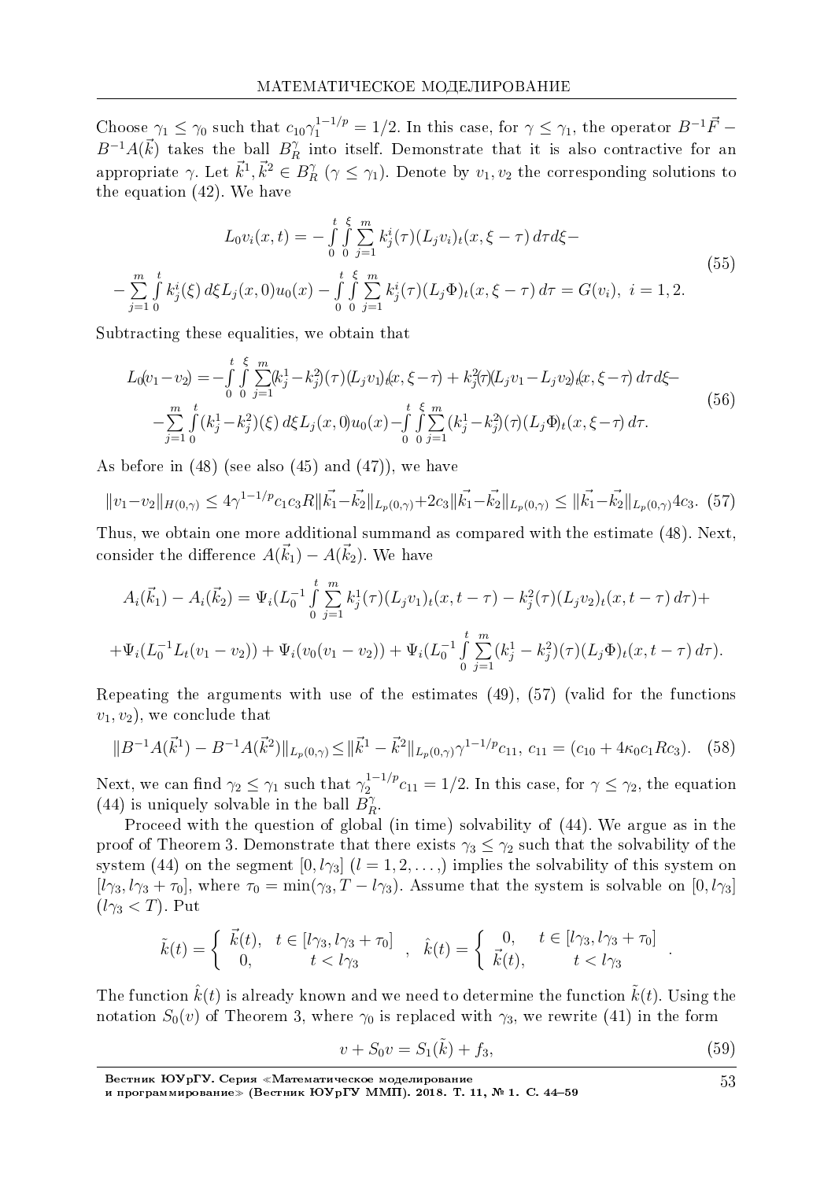Choose $\gamma_1 \leq \gamma_0$ such that $c_{10}\gamma_1^{1-1/p} = 1/2$. In this case, for $\gamma \leq \gamma_1$, the operator $B^{-1}\vec{F} - B^{-1}A(\vec{k})$ takes the ball $B_R^\gamma$ into itself. Demonstrate that it is also contractive for an appropriate $\gamma$. Let $\vec{k}^1, \vec{k}^2 \in B_R^\gamma$ ($\gamma \leq \gamma_1$). Denote by $v_1, v_2$ the corresponding solutions to the equation (42). We have

$$
\begin{gathered}
L_0 v_i(x,t) = -\int_0^t \int_0^\xi \sum_{j=1}^m k_j^i(\tau)(L_j v_i)_t(x,\xi-\tau)\,d\tau d\xi - \\
-\sum_{j=1}^m \int_0^t k_j^i(\xi)\,d\xi L_j(x,0)u_0(x) - \int_0^t \int_0^\xi \sum_{j=1}^m k_j^i(\tau)(L_j\Phi)_t(x,\xi-\tau)\,d\tau = G(v_i),\ i=1,2.
\end{gathered}
\tag{55}
$$

Subtracting these equalities, we obtain that

$$
\begin{gathered}
L_0(v_1-v_2) = -\int_0^t \int_0^\xi \sum_{j=1}^m (k_j^1-k_j^2)(\tau)(L_j v_1)_t(x,\xi-\tau) + k_j^2(\tau)(L_j v_1 - L_j v_2)_t(x,\xi-\tau)\,d\tau d\xi - \\
-\sum_{j=1}^m \int_0^t (k_j^1-k_j^2)(\xi)\,d\xi L_j(x,0)u_0(x) - \int_0^t \int_0^\xi \sum_{j=1}^m (k_j^1-k_j^2)(\tau)(L_j\Phi)_t(x,\xi-\tau)\,d\tau.
\end{gathered}
\tag{56}
$$

As before in (48) (see also (45) and (47)), we have

$$
\|v_1-v_2\|_{H(0,\gamma)} \leq 4\gamma^{1-1/p}c_1c_3R\|\vec{k_1}-\vec{k_2}\|_{L_p(0,\gamma)} + 2c_3\|\vec{k_1}-\vec{k_2}\|_{L_p(0,\gamma)} \leq \|\vec{k_1}-\vec{k_2}\|_{L_p(0,\gamma)}4c_3. \tag{57}
$$

Thus, we obtain one more additional summand as compared with the estimate (48). Next, consider the difference $A(\vec{k}_1) - A(\vec{k}_2)$. We have

$$
\begin{gathered}
A_i(\vec{k}_1) - A_i(\vec{k}_2) = \Psi_i(L_0^{-1}\int_0^t \sum_{j=1}^m k_j^1(\tau)(L_j v_1)_t(x,t-\tau) - k_j^2(\tau)(L_j v_2)_t(x,t-\tau)\,d\tau) + \\
+\Psi_i(L_0^{-1}L_t(v_1-v_2)) + \Psi_i(v_0(v_1-v_2)) + \Psi_i(L_0^{-1}\int_0^t \sum_{j=1}^m (k_j^1-k_j^2)(\tau)(L_j\Phi)_t(x,t-\tau)\,d\tau).
\end{gathered}
$$

Repeating the arguments with use of the estimates (49), (57) (valid for the functions $v_1, v_2$), we conclude that

$$
\|B^{-1}A(\vec{k}^1) - B^{-1}A(\vec{k}^2)\|_{L_p(0,\gamma)} \leq \|\vec{k}^1 - \vec{k}^2\|_{L_p(0,\gamma)}\gamma^{1-1/p}c_{11},\ c_{11} = (c_{10} + 4\kappa_0 c_1 R c_3). \tag{58}
$$

Next, we can find $\gamma_2 \leq \gamma_1$ such that $\gamma_2^{1-1/p}c_{11} = 1/2$. In this case, for $\gamma \leq \gamma_2$, the equation (44) is uniquely solvable in the ball $B_R^\gamma$.

Proceed with the question of global (in time) solvability of (44). We argue as in the proof of Theorem 3. Demonstrate that there exists $\gamma_3 \leq \gamma_2$ such that the solvability of the system (44) on the segment $[0, l\gamma_3]$ ($l = 1, 2, \ldots$,) implies the solvability of this system on $[l\gamma_3, l\gamma_3 + \tau_0]$, where $\tau_0 = \min(\gamma_3, T - l\gamma_3)$. Assume that the system is solvable on $[0, l\gamma_3]$ ($l\gamma_3 < T$). Put

$$
\tilde{k}(t) = \begin{cases} \vec{k}(t), & t \in [l\gamma_3, l\gamma_3 + \tau_0] \\ 0, & t < l\gamma_3 \end{cases}, \quad \hat{k}(t) = \begin{cases} 0, & t \in [l\gamma_3, l\gamma_3 + \tau_0] \\ \vec{k}(t), & t < l\gamma_3 \end{cases}.
$$

The function $\hat{k}(t)$ is already known and we need to determine the function $\tilde{k}(t)$. Using the notation $S_0(v)$ of Theorem 3, where $\gamma_0$ is replaced with $\gamma_3$, we rewrite (41) in the form

$$
v + S_0 v = S_1(\tilde{k}) + f_3, \tag{59}
$$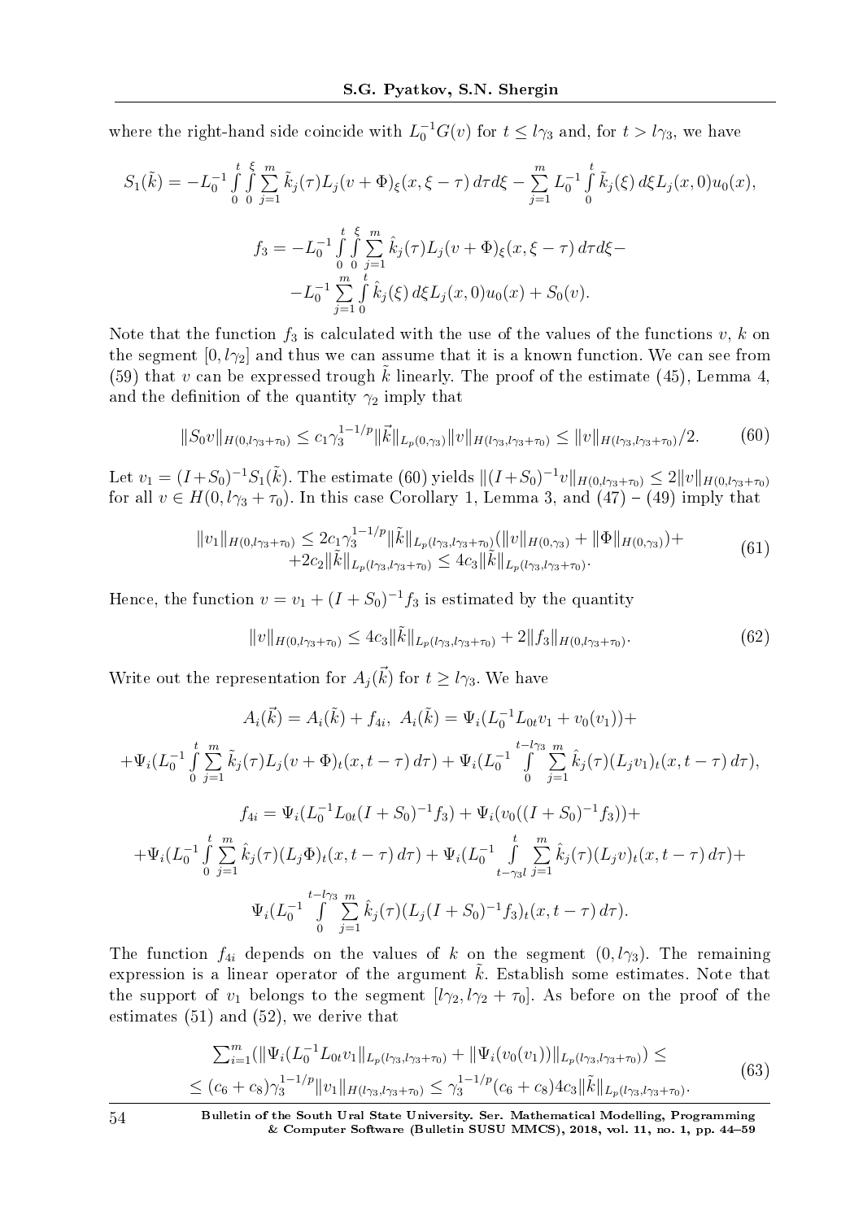where the right-hand side coincide with $L_0^{-1}G(v)$ for $t \le l\gamma_3$ and, for $t > l\gamma_3$, we have

$$S_1(\tilde{k}) = -L_0^{-1}\int_0^t\int_0^\xi \sum_{j=1}^m \tilde{k}_j(\tau)L_j(v+\Phi)_\xi(x,\xi-\tau)\,d\tau d\xi - \sum_{j=1}^m L_0^{-1}\int_0^t \tilde{k}_j(\xi)\,d\xi L_j(x,0)u_0(x),$$

$$f_3 = -L_0^{-1}\int_0^t\int_0^\xi \sum_{j=1}^m \hat{k}_j(\tau)L_j(v+\Phi)_\xi(x,\xi-\tau)\,d\tau d\xi -$$
$$-L_0^{-1}\sum_{j=1}^m \int_0^t \hat{k}_j(\xi)\,d\xi L_j(x,0)u_0(x) + S_0(v).$$

Note that the function $f_3$ is calculated with the use of the values of the functions $v$, $k$ on the segment $[0, l\gamma_2]$ and thus we can assume that it is a known function. We can see from (59) that $v$ can be expressed trough $\tilde{k}$ linearly. The proof of the estimate (45), Lemma 4, and the definition of the quantity $\gamma_2$ imply that

$$\|S_0 v\|_{H(0,l\gamma_3+\tau_0)} \le c_1\gamma_3^{1-1/p}\|\vec{k}\|_{L_p(0,\gamma_3)}\|v\|_{H(l\gamma_3,l\gamma_3+\tau_0)} \le \|v\|_{H(l\gamma_3,l\gamma_3+\tau_0)}/2. \tag{60}$$

Let $v_1 = (I+S_0)^{-1}S_1(\tilde{k})$. The estimate (60) yields $\|(I+S_0)^{-1}v\|_{H(0,l\gamma_3+\tau_0)} \le 2\|v\|_{H(0,l\gamma_3+\tau_0)}$ for all $v \in H(0, l\gamma_3+\tau_0)$. In this case Corollary 1, Lemma 3, and (47) – (49) imply that

$$\begin{aligned}\|v_1\|_{H(0,l\gamma_3+\tau_0)} \le 2c_1\gamma_3^{1-1/p}\|\tilde{k}\|_{L_p(l\gamma_3,l\gamma_3+\tau_0)}(\|v\|_{H(0,\gamma_3)} + \|\Phi\|_{H(0,\gamma_3)}) + \\ +2c_2\|\tilde{k}\|_{L_p(l\gamma_3,l\gamma_3+\tau_0)} \le 4c_3\|\tilde{k}\|_{L_p(l\gamma_3,l\gamma_3+\tau_0)}.\end{aligned} \tag{61}$$

Hence, the function $v = v_1 + (I+S_0)^{-1}f_3$ is estimated by the quantity

$$\|v\|_{H(0,l\gamma_3+\tau_0)} \le 4c_3\|\tilde{k}\|_{L_p(l\gamma_3,l\gamma_3+\tau_0)} + 2\|f_3\|_{H(0,l\gamma_3+\tau_0)}. \tag{62}$$

Write out the representation for $A_j(\vec{k})$ for $t \ge l\gamma_3$. We have

$$A_i(\vec{k}) = A_i(\tilde{k}) + f_{4i},\ A_i(\tilde{k}) = \Psi_i(L_0^{-1}L_{0t}v_1 + v_0(v_1)) +$$
$$+\Psi_i(L_0^{-1}\int_0^t \sum_{j=1}^m \tilde{k}_j(\tau)L_j(v+\Phi)_t(x,t-\tau)\,d\tau) + \Psi_i(L_0^{-1}\int_0^{t-l\gamma_3}\sum_{j=1}^m \hat{k}_j(\tau)(L_jv_1)_t(x,t-\tau)\,d\tau),$$

$$f_{4i} = \Psi_i(L_0^{-1}L_{0t}(I+S_0)^{-1}f_3) + \Psi_i(v_0((I+S_0)^{-1}f_3)) +$$
$$+\Psi_i(L_0^{-1}\int_0^t \sum_{j=1}^m \hat{k}_j(\tau)(L_j\Phi)_t(x,t-\tau)\,d\tau) + \Psi_i(L_0^{-1}\int_{t-\gamma_3 l}^t \sum_{j=1}^m \hat{k}_j(\tau)(L_jv)_t(x,t-\tau)\,d\tau) +$$
$$\Psi_i(L_0^{-1}\int_0^{t-l\gamma_3}\sum_{j=1}^m \hat{k}_j(\tau)(L_j(I+S_0)^{-1}f_3)_t(x,t-\tau)\,d\tau).$$

The function $f_{4i}$ depends on the values of $k$ on the segment $(0, l\gamma_3)$. The remaining expression is a linear operator of the argument $\tilde{k}$. Establish some estimates. Note that the support of $v_1$ belongs to the segment $[l\gamma_2, l\gamma_2+\tau_0]$. As before on the proof of the estimates (51) and (52), we derive that

$$\begin{aligned}\textstyle\sum_{i=1}^m(\|\Psi_i(L_0^{-1}L_{0t}v_1\|_{L_p(l\gamma_3,l\gamma_3+\tau_0)} + \|\Psi_i(v_0(v_1))\|_{L_p(l\gamma_3,l\gamma_3+\tau_0)}) \le \\ \le (c_6+c_8)\gamma_3^{1-1/p}\|v_1\|_{H(l\gamma_3,l\gamma_3+\tau_0)} \le \gamma_3^{1-1/p}(c_6+c_8)4c_3\|\tilde{k}\|_{L_p(l\gamma_3,l\gamma_3+\tau_0)}.\end{aligned} \tag{63}$$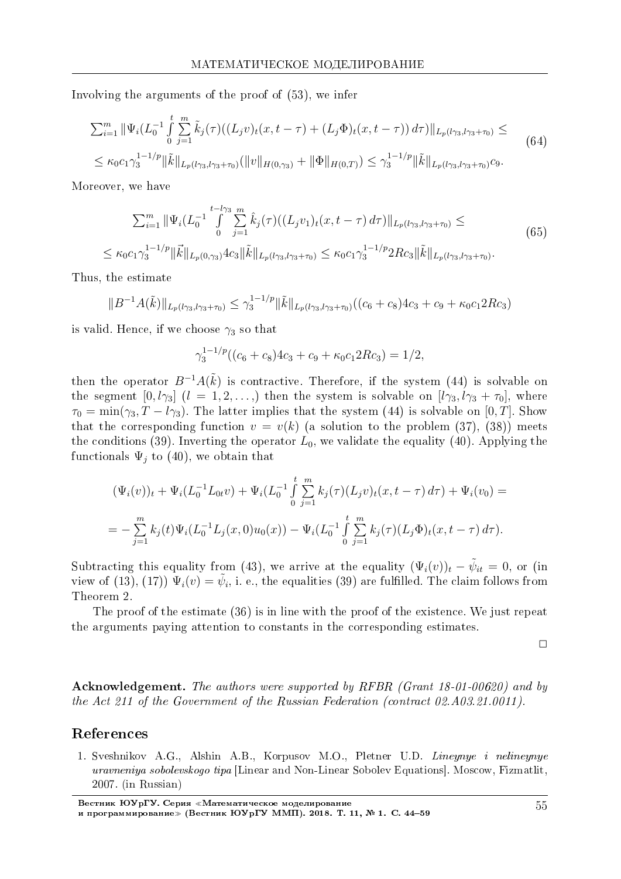Involving the arguments of the proof of (53), we infer

$$
\begin{aligned}
&\sum_{i=1}^{m}\|\Psi_i(L_0^{-1}\int_0^t\sum_{j=1}^{m}\tilde{k}_j(\tau)((L_jv)_t(x,t-\tau)+(L_j\Phi)_t(x,t-\tau))\,d\tau)\|_{L_p(l\gamma_3,l\gamma_3+\tau_0)}\leq\\
&\leq\kappa_0c_1\gamma_3^{1-1/p}\|\tilde{k}\|_{L_p(l\gamma_3,l\gamma_3+\tau_0)}(\|v\|_{H(0,\gamma_3)}+\|\Phi\|_{H(0,T)})\leq\gamma_3^{1-1/p}\|\tilde{k}\|_{L_p(l\gamma_3,l\gamma_3+\tau_0)}c_9.
\end{aligned}
\tag{64}
$$

Moreover, we have

$$
\begin{aligned}
&\sum_{i=1}^{m}\|\Psi_i(L_0^{-1}\int_0^{t-l\gamma_3}\sum_{j=1}^{m}\hat{k}_j(\tau)((L_jv_1)_t(x,t-\tau)\,d\tau)\|_{L_p(l\gamma_3,l\gamma_3+\tau_0)}\leq\\
&\leq\kappa_0c_1\gamma_3^{1-1/p}\|\vec{k}\|_{L_p(0,\gamma_3)}4c_3\|\tilde{k}\|_{L_p(l\gamma_3,l\gamma_3+\tau_0)}\leq\kappa_0c_1\gamma_3^{1-1/p}2Rc_3\|\tilde{k}\|_{L_p(l\gamma_3,l\gamma_3+\tau_0)}.
\end{aligned}
\tag{65}
$$

Thus, the estimate

$$
\|B^{-1}A(\tilde{k})\|_{L_p(l\gamma_3,l\gamma_3+\tau_0)}\leq\gamma_3^{1-1/p}\|\tilde{k}\|_{L_p(l\gamma_3,l\gamma_3+\tau_0)}((c_6+c_8)4c_3+c_9+\kappa_0c_12Rc_3)
$$

is valid. Hence, if we choose $\gamma_3$ so that

$$
\gamma_3^{1-1/p}((c_6+c_8)4c_3+c_9+\kappa_0c_12Rc_3)=1/2,
$$

then the operator $B^{-1}A(\tilde{k})$ is contractive. Therefore, if the system (44) is solvable on the segment $[0,l\gamma_3]$ ($l=1,2,\ldots,$) then the system is solvable on $[l\gamma_3,l\gamma_3+\tau_0]$, where $\tau_0=\min(\gamma_3,T-l\gamma_3)$. The latter implies that the system (44) is solvable on $[0,T]$. Show that the corresponding function $v=v(k)$ (a solution to the problem (37), (38)) meets the conditions (39). Inverting the operator $L_0$, we validate the equality (40). Applying the functionals $\Psi_j$ to (40), we obtain that

$$
\begin{aligned}
&(\Psi_i(v))_t+\Psi_i(L_0^{-1}L_{0t}v)+\Psi_i(L_0^{-1}\int_0^t\sum_{j=1}^{m}k_j(\tau)(L_jv)_t(x,t-\tau)\,d\tau)+\Psi_i(v_0)=\\
&=-\sum_{j=1}^{m}k_j(t)\Psi_i(L_0^{-1}L_j(x,0)u_0(x))-\Psi_i(L_0^{-1}\int_0^t\sum_{j=1}^{m}k_j(\tau)(L_j\Phi)_t(x,t-\tau)\,d\tau).
\end{aligned}
$$

Subtracting this equality from (43), we arrive at the equality $(\Psi_i(v))_t-\tilde{\psi}_{it}=0$, or (in view of (13), (17)) $\Psi_i(v)=\tilde{\psi}_i$, i. e., the equalities (39) are fulfilled. The claim follows from Theorem 2.

The proof of the estimate (36) is in line with the proof of the existence. We just repeat the arguments paying attention to constants in the corresponding estimates.

□

**Acknowledgement.** *The authors were supported by RFBR (Grant 18-01-00620) and by the Act 211 of the Government of the Russian Federation (contract 02.A03.21.0011).*

## References

1. Sveshnikov A.G., Alshin A.B., Korpusov M.O., Pletner U.D. *Lineynye i nelineynye uravneniya sobolevskogo tipa* [Linear and Non-Linear Sobolev Equations]. Moscow, Fizmatlit, 2007. (in Russian)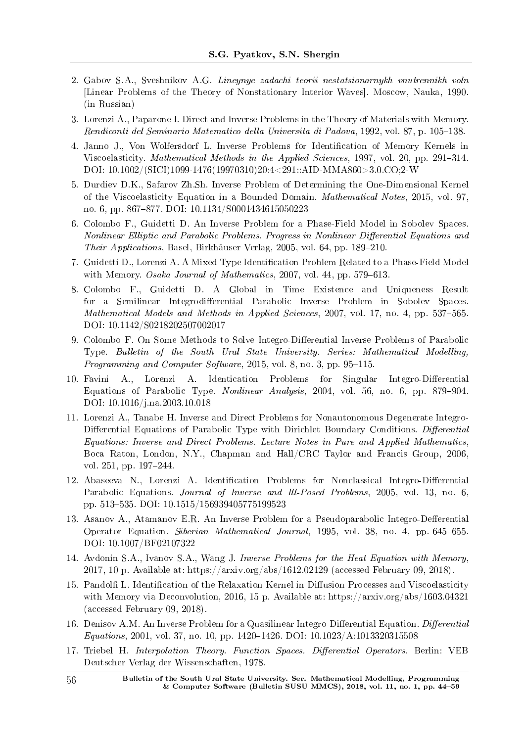2. Gabov S.A., Sveshnikov A.G. *Lineynye zadachi teorii nestatsionarnykh vnutrennikh voln* [Linear Problems of the Theory of Nonstationary Interior Waves]. Moscow, Nauka, 1990. (in Russian)

3. Lorenzi A., Paparone I. Direct and Inverse Problems in the Theory of Materials with Memory. *Rendiconti del Seminario Matematico della Universita di Padova*, 1992, vol. 87, p. 105–138.

4. Janno J., Von Wolfersdorf L. Inverse Problems for Identification of Memory Kernels in Viscoelasticity. *Mathematical Methods in the Applied Sciences*, 1997, vol. 20, pp. 291–314. DOI: 10.1002/(SICI)1099-1476(19970310)20:4<291::AID-MMA860>3.0.CO;2-W

5. Durdiev D.K., Safarov Zh.Sh. Inverse Problem of Determining the One-Dimensional Kernel of the Viscoelasticity Equation in a Bounded Domain. *Mathematical Notes*, 2015, vol. 97, no. 6, pp. 867–877. DOI: 10.1134/S0001434615050223

6. Colombo F., Guidetti D. An Inverse Problem for a Phase-Field Model in Sobolev Spaces. *Nonlinear Elliptic and Parabolic Problems. Progress in Nonlinear Differential Equations and Their Applications*, Basel, Birkhäuser Verlag, 2005, vol. 64, pp. 189–210.

7. Guidetti D., Lorenzi A. A Mixed Type Identification Problem Related to a Phase-Field Model with Memory. *Osaka Journal of Mathematics*, 2007, vol. 44, pp. 579–613.

8. Colombo F., Guidetti D. A Global in Time Existence and Uniqueness Result for a Semilinear Integrodifferential Parabolic Inverse Problem in Sobolev Spaces. *Mathematical Models and Methods in Applied Sciences*, 2007, vol. 17, no. 4, pp. 537–565. DOI: 10.1142/S0218202507002017

9. Colombo F. On Some Methods to Solve Integro-Differential Inverse Problems of Parabolic Type. *Bulletin of the South Ural State University. Series: Mathematical Modelling, Programming and Computer Software*, 2015, vol. 8, no. 3, pp. 95–115.

10. Favini A., Lorenzi A. Identication Problems for Singular Integro-Differential Equations of Parabolic Type. *Nonlinear Analysis*, 2004, vol. 56, no. 6, pp. 879–904. DOI: 10.1016/j.na.2003.10.018

11. Lorenzi A., Tanabe H. Inverse and Direct Problems for Nonautonomous Degenerate Integro-Differential Equations of Parabolic Type with Dirichlet Boundary Conditions. *Differential Equations: Inverse and Direct Problems. Lecture Notes in Pure and Applied Mathematics*, Boca Raton, London, N.Y., Chapman and Hall/CRC Taylor and Francis Group, 2006, vol. 251, pp. 197–244.

12. Abaseeva N., Lorenzi A. Identification Problems for Nonclassical Integro-Differential Parabolic Equations. *Journal of Inverse and Ill-Posed Problems*, 2005, vol. 13, no. 6, pp. 513–535. DOI: 10.1515/156939405775199523

13. Asanov A., Atamanov E.R. An Inverse Problem for a Pseudoparabolic Integro-Defferential Operator Equation. *Siberian Mathematical Journal*, 1995, vol. 38, no. 4, pp. 645–655. DOI: 10.1007/BF02107322

14. Avdonin S.A., Ivanov S.A., Wang J. *Inverse Problems for the Heat Equation with Memory*, 2017, 10 p. Available at: https://arxiv.org/abs/1612.02129 (accessed February 09, 2018).

15. Pandolfi L. Identification of the Relaxation Kernel in Diffusion Processes and Viscoelasticity with Memory via Deconvolution, 2016, 15 p. Available at: https://arxiv.org/abs/1603.04321 (accessed February 09, 2018).

16. Denisov A.M. An Inverse Problem for a Quasilinear Integro-Differential Equation. *Differential Equations*, 2001, vol. 37, no. 10, pp. 1420–1426. DOI: 10.1023/A:1013320315508

17. Triebel H. *Interpolation Theory. Function Spaces. Differential Operators*. Berlin: VEB Deutscher Verlag der Wissenschaften, 1978.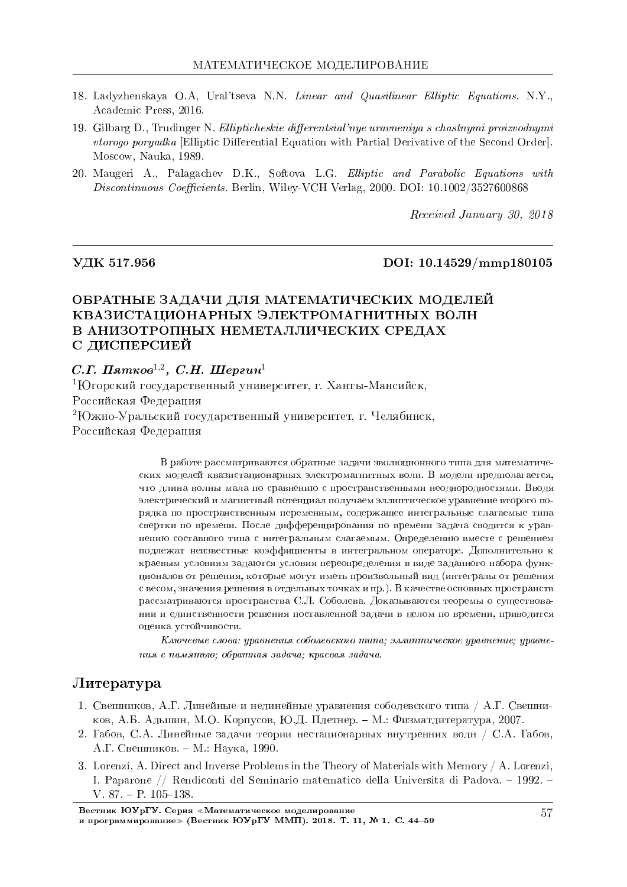18. Ladyzhenskaya O.A, Ural'tseva N.N. *Linear and Quasilinear Elliptic Equations.* N.Y., Academic Press, 2016.
19. Gilbarg D., Trudinger N. *Ellipticheskie differentsial'nye uravneniya s chastnymi proizvodnymi vtorogo poryadka* [Elliptic Differential Equation with Partial Derivative of the Second Order]. Moscow, Nauka, 1989.
20. Maugeri A., Palagachev D.K., Softova L.G. *Elliptic and Parabolic Equations with Discontinuous Coefficients.* Berlin, Wiley-VCH Verlag, 2000. DOI: 10.1002/3527600868

*Received January 30, 2018*

---

**УДК 517.956** **DOI: 10.14529/mmp180105**

# ОБРАТНЫЕ ЗАДАЧИ ДЛЯ МАТЕМАТИЧЕСКИХ МОДЕЛЕЙ КВАЗИСТАЦИОНАРНЫХ ЭЛЕКТРОМАГНИТНЫХ ВОЛН В АНИЗОТРОПНЫХ НЕМЕТАЛЛИЧЕСКИХ СРЕДАХ С ДИСПЕРСИЕЙ

***С.Г. Пятков***[1,2]***, С.Н. Шергин***[1]

[1]Югорский государственный университет, г. Ханты-Мансийск, Российская Федерация

[2]Южно-Уральский государственный университет, г. Челябинск, Российская Федерация

В работе рассматриваются обратные задачи эволюционного типа для математических моделей квазистационарных электромагнитных волн. В модели предполагается, что длина волны мала по сравнению с пространственными неоднородностями. Вводя электрический и магнитный потенциал получаем эллиптическое уравнение второго порядка по пространственным переменным, содержащее интегральные слагаемые типа свертки по времени. После дифференцирования по времени задача сводится к уравнению составного типа с интегральным слагаемым. Определению вместе с решением подлежат неизвестные коэффициенты в интегральном операторе. Дополнительно к краевым условиям задаются условия переопределения в виде заданного набора функционалов от решения, которые могут иметь произвольный вид (интегралы от решения с весом, значения решения в отдельных точках и пр.). В качестве основных пространств рассматриваются пространства С.Л. Соболева. Доказываются теоремы о существовании и единственности решения поставленной задачи в целом по времени, приводится оценка устойчивости.

*Ключевые слова: уравнения соболевского типа; эллиптическое уравнение; уравнения с памятью; обратная задача; краевая задача.*

## Литература

1. Свешников, А.Г. Линейные и нелинейные уравнения соболевского типа / А.Г. Свешников, А.Б. Альшин, М.О. Корпусов, Ю.Д. Плетнер. – М.: Физматлитература, 2007.
2. Габов, С.А. Линейные задачи теории нестационарных внутренних волн / С.А. Габов, А.Г. Свешников. – М.: Наука, 1990.
3. Lorenzi, A. Direct and Inverse Problems in the Theory of Materials with Memory / A. Lorenzi, I. Paparone // Rendiconti del Seminario matematico della Universita di Padova. – 1992. – V. 87. – P. 105–138.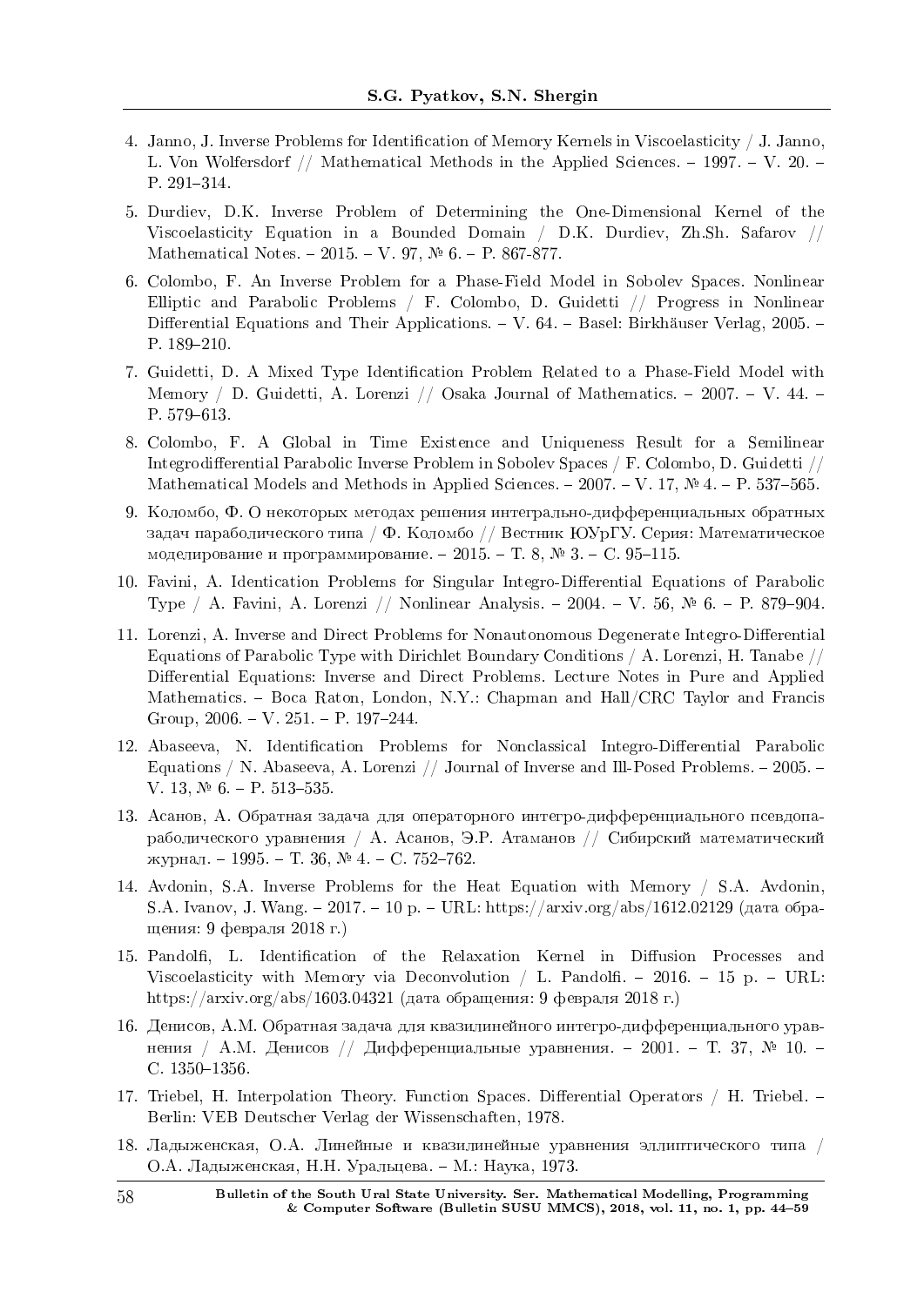4. Janno, J. Inverse Problems for Identification of Memory Kernels in Viscoelasticity / J. Janno, L. Von Wolfersdorf // Mathematical Methods in the Applied Sciences. – 1997. – V. 20. – P. 291–314.

5. Durdiev, D.K. Inverse Problem of Determining the One-Dimensional Kernel of the Viscoelasticity Equation in a Bounded Domain / D.K. Durdiev, Zh.Sh. Safarov // Mathematical Notes. – 2015. – V. 97, № 6. – P. 867-877.

6. Colombo, F. An Inverse Problem for a Phase-Field Model in Sobolev Spaces. Nonlinear Elliptic and Parabolic Problems / F. Colombo, D. Guidetti // Progress in Nonlinear Differential Equations and Their Applications. – V. 64. – Basel: Birkhäuser Verlag, 2005. – P. 189–210.

7. Guidetti, D. A Mixed Type Identification Problem Related to a Phase-Field Model with Memory / D. Guidetti, A. Lorenzi // Osaka Journal of Mathematics. – 2007. – V. 44. – P. 579–613.

8. Colombo, F. A Global in Time Existence and Uniqueness Result for a Semilinear Integrodifferential Parabolic Inverse Problem in Sobolev Spaces / F. Colombo, D. Guidetti // Mathematical Models and Methods in Applied Sciences. – 2007. – V. 17, № 4. – P. 537–565.

9. Коломбо, Ф. О некоторых методах решения интегрально-дифференциальных обратных задач параболического типа / Ф. Коломбо // Вестник ЮУрГУ. Серия: Математическое моделирование и программирование. – 2015. – Т. 8, № 3. – С. 95–115.

10. Favini, A. Identication Problems for Singular Integro-Differential Equations of Parabolic Type / A. Favini, A. Lorenzi // Nonlinear Analysis. – 2004. – V. 56, № 6. – P. 879–904.

11. Lorenzi, A. Inverse and Direct Problems for Nonautonomous Degenerate Integro-Differential Equations of Parabolic Type with Dirichlet Boundary Conditions / A. Lorenzi, H. Tanabe // Differential Equations: Inverse and Direct Problems. Lecture Notes in Pure and Applied Mathematics. – Boca Raton, London, N.Y.: Chapman and Hall/CRC Taylor and Francis Group, 2006. – V. 251. – P. 197–244.

12. Abaseeva, N. Identification Problems for Nonclassical Integro-Differential Parabolic Equations / N. Abaseeva, A. Lorenzi // Journal of Inverse and Ill-Posed Problems. – 2005. – V. 13, № 6. – P. 513–535.

13. Асанов, А. Обратная задача для операторного интегро-дифференциального псевдопараболического уравнения / А. Асанов, Э.Р. Атаманов // Сибирский математический журнал. – 1995. – Т. 36, № 4. – С. 752–762.

14. Avdonin, S.A. Inverse Problems for the Heat Equation with Memory / S.A. Avdonin, S.A. Ivanov, J. Wang. – 2017. – 10 p. – URL: https://arxiv.org/abs/1612.02129 (дата обращения: 9 февраля 2018 г.)

15. Pandolfi, L. Identification of the Relaxation Kernel in Diffusion Processes and Viscoelasticity with Memory via Deconvolution / L. Pandolfi. – 2016. – 15 p. – URL: https://arxiv.org/abs/1603.04321 (дата обращения: 9 февраля 2018 г.)

16. Денисов, А.М. Обратная задача для квазилинейного интегро-дифференциального уравнения / А.М. Денисов // Дифференциальные уравнения. – 2001. – Т. 37, № 10. – С. 1350–1356.

17. Triebel, H. Interpolation Theory. Function Spaces. Differential Operators / H. Triebel. – Berlin: VEB Deutscher Verlag der Wissenschaften, 1978.

18. Ладыженская, О.А. Линейные и квазилинейные уравнения эллиптического типа / О.А. Ладыженская, Н.Н. Уральцева. – М.: Наука, 1973.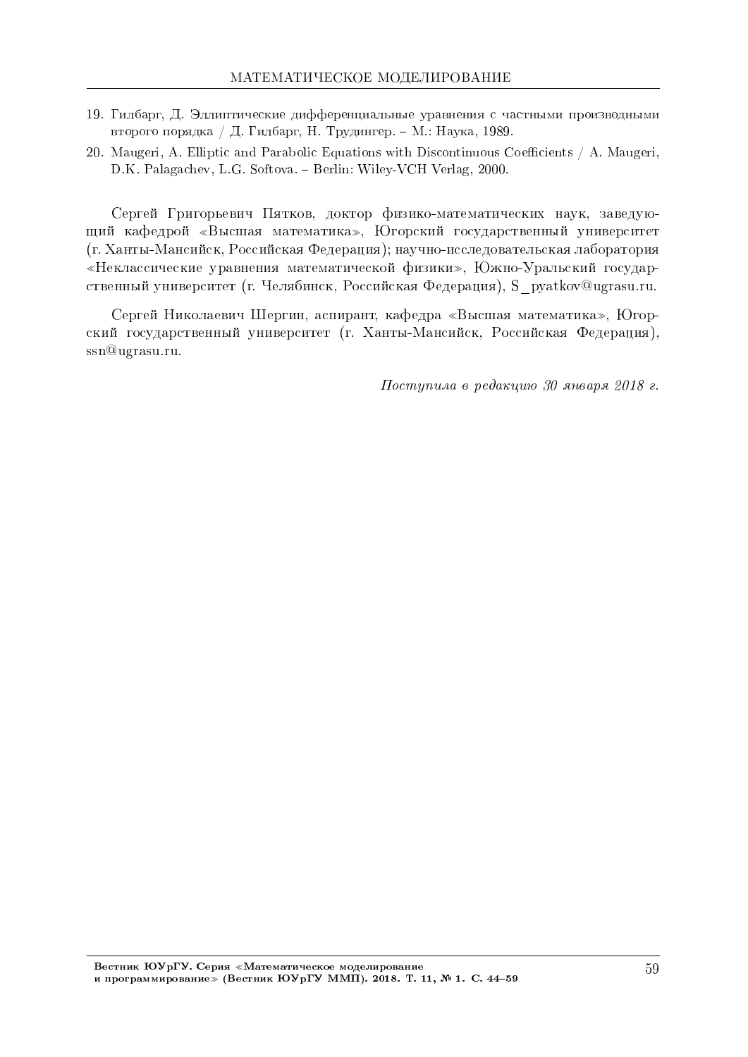19. Гилбарг, Д. Эллиптические дифференциальные уравнения с частными производными второго порядка / Д. Гилбарг, Н. Трудингер. – М.: Наука, 1989.
20. Maugeri, A. Elliptic and Parabolic Equations with Discontinuous Coefficients / A. Maugeri, D.K. Palagachev, L.G. Softova. – Berlin: Wiley-VCH Verlag, 2000.

Сергей Григорьевич Пятков, доктор физико-математических наук, заведующий кафедрой «Высшая математика», Югорский государственный университет (г. Ханты-Мансийск, Российская Федерация); научно-исследовательская лаборатория «Неклассические уравнения математической физики», Южно-Уральский государственный университет (г. Челябинск, Российская Федерация), S_pyatkov@ugrasu.ru.

Сергей Николаевич Шергин, аспирант, кафедра «Высшая математика», Югорский государственный университет (г. Ханты-Мансийск, Российская Федерация), ssn@ugrasu.ru.

*Поступила в редакцию 30 января 2018 г.*